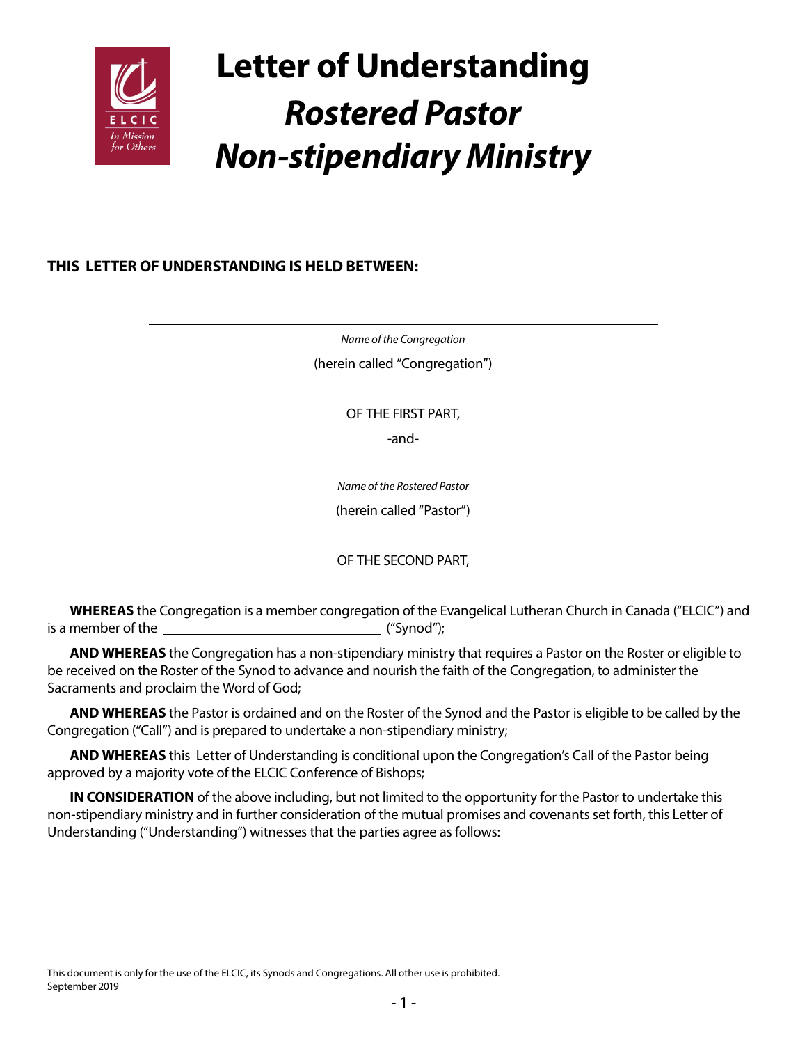# Letter of Understanding
## *Rostered Pastor*
## *Non-stipendiary Ministry*

**THIS LETTER OF UNDERSTANDING IS HELD BETWEEN:**

\_\_\_\_\_\_\_\_\_\_\_\_\_\_\_\_\_\_\_\_\_\_\_\_\_\_\_\_\_\_\_\_\_\_\_\_\_\_\_\_\_\_\_\_\_\_\_\_

*Name of the Congregation*

(herein called "Congregation")

OF THE FIRST PART,

-and-

\_\_\_\_\_\_\_\_\_\_\_\_\_\_\_\_\_\_\_\_\_\_\_\_\_\_\_\_\_\_\_\_\_\_\_\_\_\_\_\_\_\_\_\_\_\_\_\_

*Name of the Rostered Pastor*

(herein called "Pastor")

OF THE SECOND PART,

**WHEREAS** the Congregation is a member congregation of the Evangelical Lutheran Church in Canada ("ELCIC") and is a member of the \_\_\_\_\_\_\_\_\_\_\_\_\_\_\_\_\_\_\_\_\_\_\_\_\_\_\_\_\_\_ ("Synod");

**AND WHEREAS** the Congregation has a non-stipendiary ministry that requires a Pastor on the Roster or eligible to be received on the Roster of the Synod to advance and nourish the faith of the Congregation, to administer the Sacraments and proclaim the Word of God;

**AND WHEREAS** the Pastor is ordained and on the Roster of the Synod and the Pastor is eligible to be called by the Congregation ("Call") and is prepared to undertake a non-stipendiary ministry;

**AND WHEREAS** this Letter of Understanding is conditional upon the Congregation's Call of the Pastor being approved by a majority vote of the ELCIC Conference of Bishops;

**IN CONSIDERATION** of the above including, but not limited to the opportunity for the Pastor to undertake this non-stipendiary ministry and in further consideration of the mutual promises and covenants set forth, this Letter of Understanding ("Understanding") witnesses that the parties agree as follows:

This document is only for the use of the ELCIC, its Synods and Congregations. All other use is prohibited.
September 2019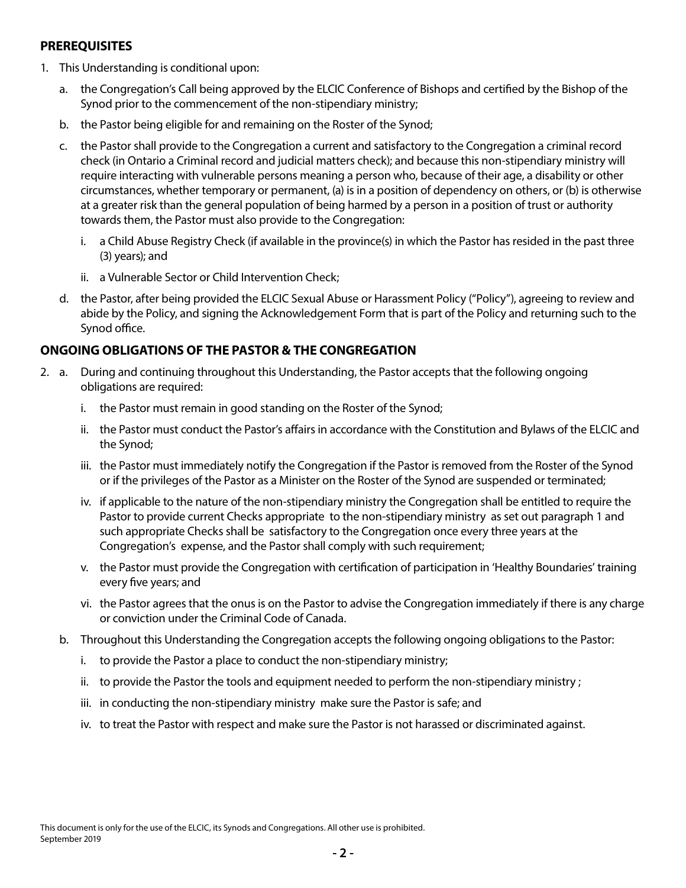## PREREQUISITES

1. This Understanding is conditional upon:
   a. the Congregation's Call being approved by the ELCIC Conference of Bishops and certified by the Bishop of the Synod prior to the commencement of the non-stipendiary ministry;
   b. the Pastor being eligible for and remaining on the Roster of the Synod;
   c. the Pastor shall provide to the Congregation a current and satisfactory to the Congregation a criminal record check (in Ontario a Criminal record and judicial matters check); and because this non-stipendiary ministry will require interacting with vulnerable persons meaning a person who, because of their age, a disability or other circumstances, whether temporary or permanent, (a) is in a position of dependency on others, or (b) is otherwise at a greater risk than the general population of being harmed by a person in a position of trust or authority towards them, the Pastor must also provide to the Congregation:
      i. a Child Abuse Registry Check (if available in the province(s) in which the Pastor has resided in the past three (3) years); and
      ii. a Vulnerable Sector or Child Intervention Check;
   d. the Pastor, after being provided the ELCIC Sexual Abuse or Harassment Policy ("Policy"), agreeing to review and abide by the Policy, and signing the Acknowledgement Form that is part of the Policy and returning such to the Synod office.

## ONGOING OBLIGATIONS OF THE PASTOR & THE CONGREGATION

2. a. During and continuing throughout this Understanding, the Pastor accepts that the following ongoing obligations are required:
      i. the Pastor must remain in good standing on the Roster of the Synod;
      ii. the Pastor must conduct the Pastor's affairs in accordance with the Constitution and Bylaws of the ELCIC and the Synod;
      iii. the Pastor must immediately notify the Congregation if the Pastor is removed from the Roster of the Synod or if the privileges of the Pastor as a Minister on the Roster of the Synod are suspended or terminated;
      iv. if applicable to the nature of the non-stipendiary ministry the Congregation shall be entitled to require the Pastor to provide current Checks appropriate to the non-stipendiary ministry as set out paragraph 1 and such appropriate Checks shall be satisfactory to the Congregation once every three years at the Congregation's expense, and the Pastor shall comply with such requirement;
      v. the Pastor must provide the Congregation with certification of participation in 'Healthy Boundaries' training every five years; and
      vi. the Pastor agrees that the onus is on the Pastor to advise the Congregation immediately if there is any charge or conviction under the Criminal Code of Canada.

   b. Throughout this Understanding the Congregation accepts the following ongoing obligations to the Pastor:
      i. to provide the Pastor a place to conduct the non-stipendiary ministry;
      ii. to provide the Pastor the tools and equipment needed to perform the non-stipendiary ministry ;
      iii. in conducting the non-stipendiary ministry make sure the Pastor is safe; and
      iv. to treat the Pastor with respect and make sure the Pastor is not harassed or discriminated against.

This document is only for the use of the ELCIC, its Synods and Congregations. All other use is prohibited.
September 2019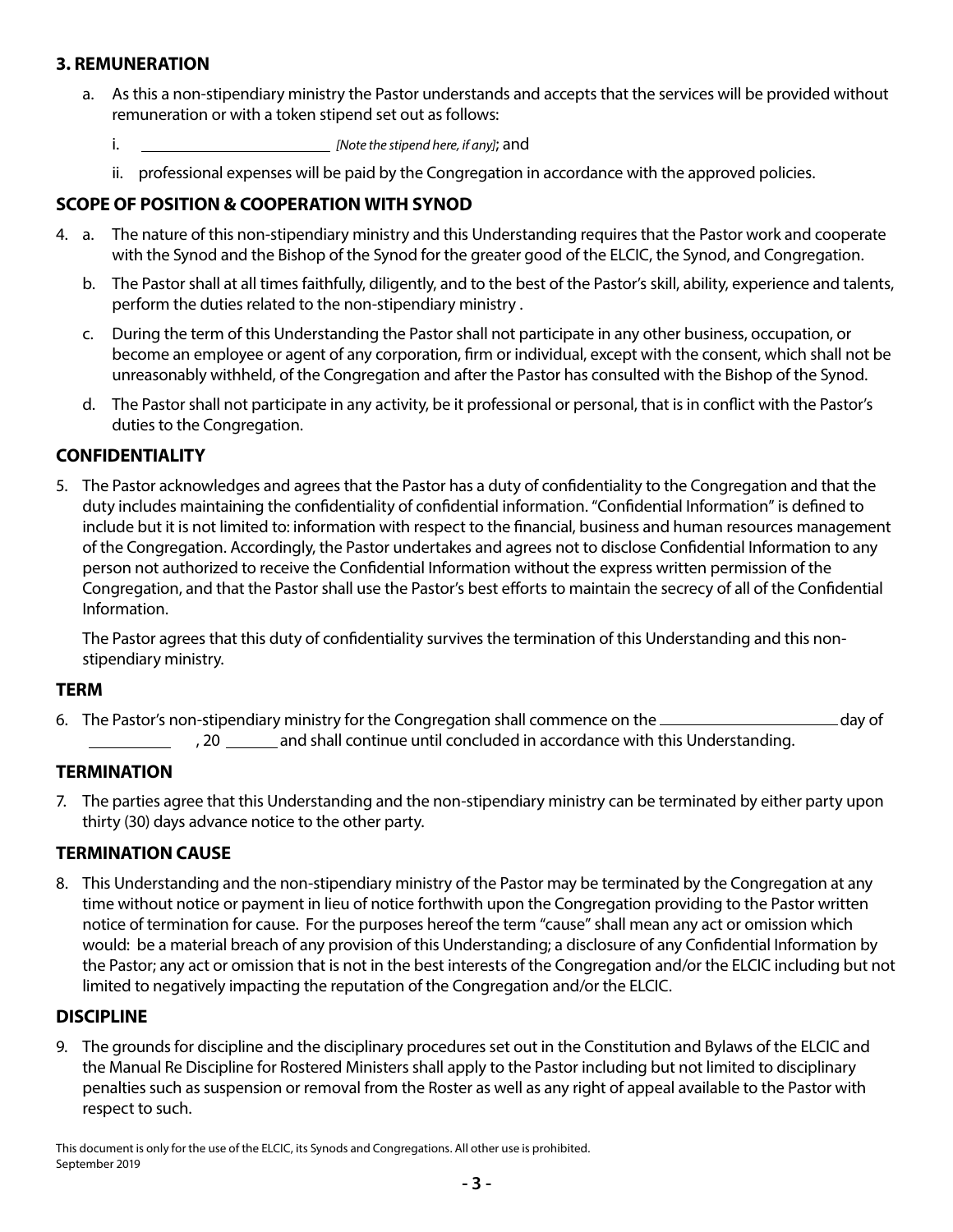## 3. REMUNERATION

a. As this a non-stipendiary ministry the Pastor understands and accepts that the services will be provided without remuneration or with a token stipend set out as follows:

   i. ______________________ *[Note the stipend here, if any]*; and

   ii. professional expenses will be paid by the Congregation in accordance with the approved policies.

## SCOPE OF POSITION & COOPERATION WITH SYNOD

4. a. The nature of this non-stipendiary ministry and this Understanding requires that the Pastor work and cooperate with the Synod and the Bishop of the Synod for the greater good of the ELCIC, the Synod, and Congregation.

   b. The Pastor shall at all times faithfully, diligently, and to the best of the Pastor's skill, ability, experience and talents, perform the duties related to the non-stipendiary ministry .

   c. During the term of this Understanding the Pastor shall not participate in any other business, occupation, or become an employee or agent of any corporation, firm or individual, except with the consent, which shall not be unreasonably withheld, of the Congregation and after the Pastor has consulted with the Bishop of the Synod.

   d. The Pastor shall not participate in any activity, be it professional or personal, that is in conflict with the Pastor's duties to the Congregation.

## CONFIDENTIALITY

5. The Pastor acknowledges and agrees that the Pastor has a duty of confidentiality to the Congregation and that the duty includes maintaining the confidentiality of confidential information. "Confidential Information" is defined to include but it is not limited to: information with respect to the financial, business and human resources management of the Congregation. Accordingly, the Pastor undertakes and agrees not to disclose Confidential Information to any person not authorized to receive the Confidential Information without the express written permission of the Congregation, and that the Pastor shall use the Pastor's best efforts to maintain the secrecy of all of the Confidential Information.

   The Pastor agrees that this duty of confidentiality survives the termination of this Understanding and this non-stipendiary ministry.

## TERM

6. The Pastor's non-stipendiary ministry for the Congregation shall commence on the ______________________ day of __________ , 20 ______ and shall continue until concluded in accordance with this Understanding.

## TERMINATION

7. The parties agree that this Understanding and the non-stipendiary ministry can be terminated by either party upon thirty (30) days advance notice to the other party.

## TERMINATION CAUSE

8. This Understanding and the non-stipendiary ministry of the Pastor may be terminated by the Congregation at any time without notice or payment in lieu of notice forthwith upon the Congregation providing to the Pastor written notice of termination for cause. For the purposes hereof the term "cause" shall mean any act or omission which would: be a material breach of any provision of this Understanding; a disclosure of any Confidential Information by the Pastor; any act or omission that is not in the best interests of the Congregation and/or the ELCIC including but not limited to negatively impacting the reputation of the Congregation and/or the ELCIC.

## DISCIPLINE

9. The grounds for discipline and the disciplinary procedures set out in the Constitution and Bylaws of the ELCIC and the Manual Re Discipline for Rostered Ministers shall apply to the Pastor including but not limited to disciplinary penalties such as suspension or removal from the Roster as well as any right of appeal available to the Pastor with respect to such.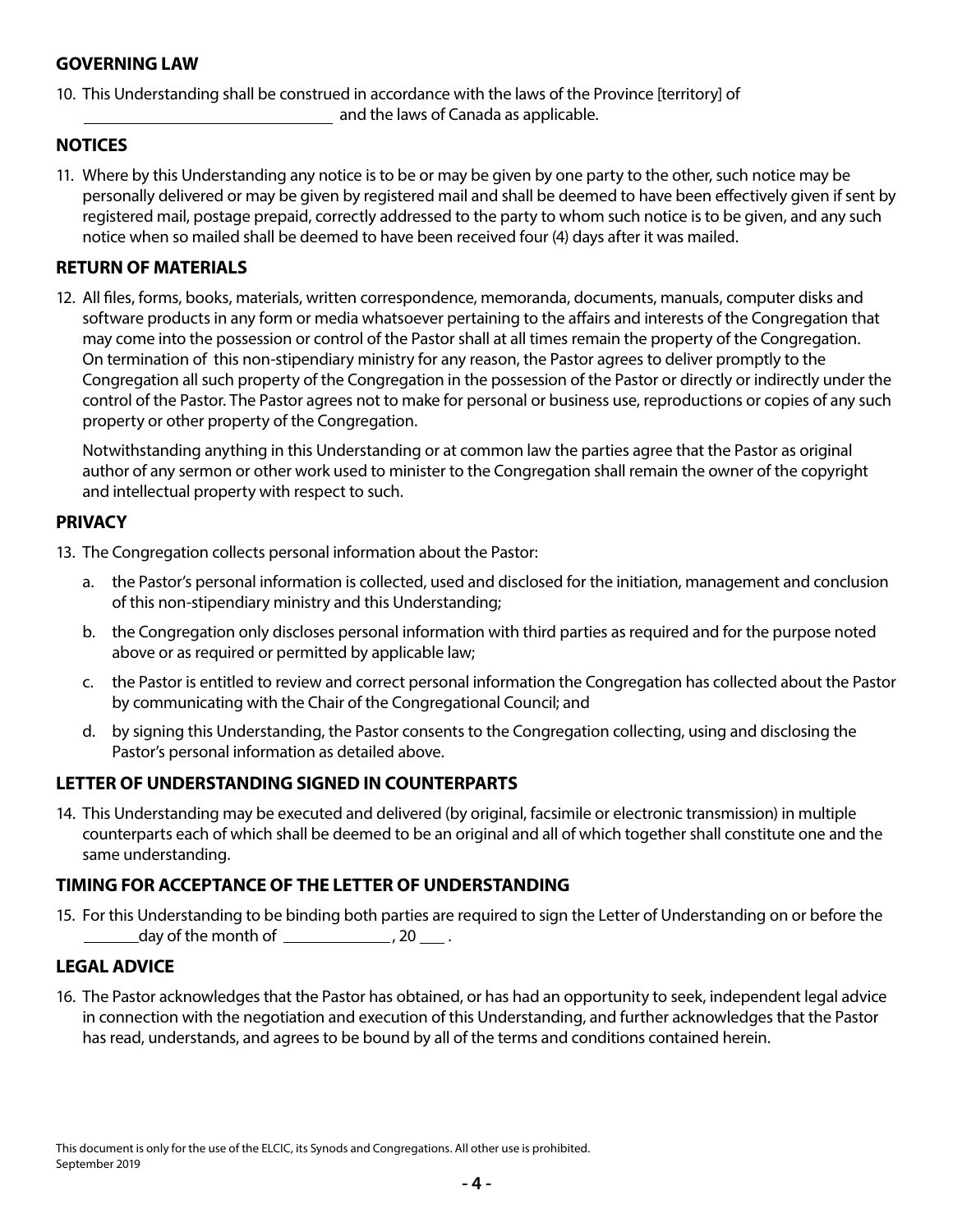## GOVERNING LAW

10. This Understanding shall be construed in accordance with the laws of the Province [territory] of ______________________________ and the laws of Canada as applicable.

## NOTICES

11. Where by this Understanding any notice is to be or may be given by one party to the other, such notice may be personally delivered or may be given by registered mail and shall be deemed to have been effectively given if sent by registered mail, postage prepaid, correctly addressed to the party to whom such notice is to be given, and any such notice when so mailed shall be deemed to have been received four (4) days after it was mailed.

## RETURN OF MATERIALS

12. All files, forms, books, materials, written correspondence, memoranda, documents, manuals, computer disks and software products in any form or media whatsoever pertaining to the affairs and interests of the Congregation that may come into the possession or control of the Pastor shall at all times remain the property of the Congregation. On termination of this non-stipendiary ministry for any reason, the Pastor agrees to deliver promptly to the Congregation all such property of the Congregation in the possession of the Pastor or directly or indirectly under the control of the Pastor. The Pastor agrees not to make for personal or business use, reproductions or copies of any such property or other property of the Congregation.

    Notwithstanding anything in this Understanding or at common law the parties agree that the Pastor as original author of any sermon or other work used to minister to the Congregation shall remain the owner of the copyright and intellectual property with respect to such.

## PRIVACY

13. The Congregation collects personal information about the Pastor:

    a. the Pastor's personal information is collected, used and disclosed for the initiation, management and conclusion of this non-stipendiary ministry and this Understanding;

    b. the Congregation only discloses personal information with third parties as required and for the purpose noted above or as required or permitted by applicable law;

    c. the Pastor is entitled to review and correct personal information the Congregation has collected about the Pastor by communicating with the Chair of the Congregational Council; and

    d. by signing this Understanding, the Pastor consents to the Congregation collecting, using and disclosing the Pastor's personal information as detailed above.

## LETTER OF UNDERSTANDING SIGNED IN COUNTERPARTS

14. This Understanding may be executed and delivered (by original, facsimile or electronic transmission) in multiple counterparts each of which shall be deemed to be an original and all of which together shall constitute one and the same understanding.

## TIMING FOR ACCEPTANCE OF THE LETTER OF UNDERSTANDING

15. For this Understanding to be binding both parties are required to sign the Letter of Understanding on or before the _______day of the month of _____________, 20 ___ .

## LEGAL ADVICE

16. The Pastor acknowledges that the Pastor has obtained, or has had an opportunity to seek, independent legal advice in connection with the negotiation and execution of this Understanding, and further acknowledges that the Pastor has read, understands, and agrees to be bound by all of the terms and conditions contained herein.

This document is only for the use of the ELCIC, its Synods and Congregations. All other use is prohibited.
September 2019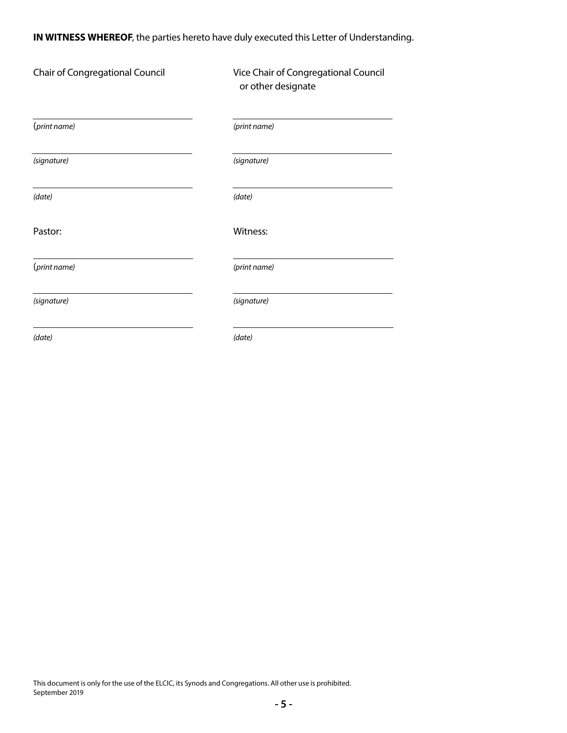**IN WITNESS WHEREOF**, the parties hereto have duly executed this Letter of Understanding.

| Chair of Congregational Council | Vice Chair of Congregational Council or other designate |
|---|---|
| ______________________ | ______________________ |
| (*print name)* | *(print name)* |
| ______________________ | ______________________ |
| *(signature)* | *(signature)* |
| ______________________ | ______________________ |
| *(date)* | *(date)* |
| **Pastor:** | **Witness:** |
| ______________________ | ______________________ |
| (*print name)* | *(print name)* |
| ______________________ | ______________________ |
| *(signature)* | *(signature)* |
| ______________________ | ______________________ |
| *(date)* | *(date)* |

This document is only for the use of the ELCIC, its Synods and Congregations. All other use is prohibited.
September 2019